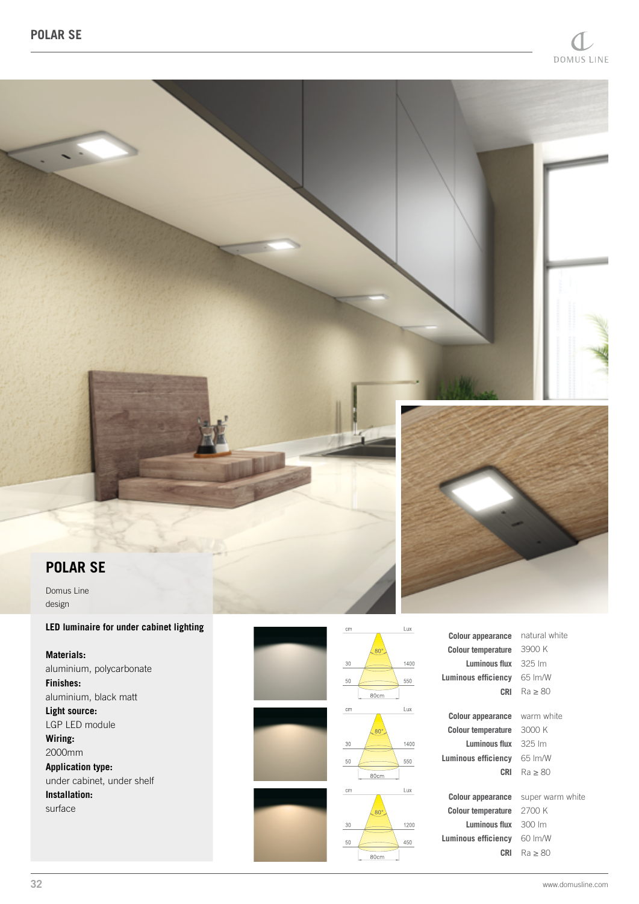# POLAR SE

Domus Line
design

**LED luminaire for under cabinet lighting**

**Materials:**
aluminium, polycarbonate
**Finishes:**
aluminium, black matt
**Light source:**
LGP LED module
**Wiring:**
2000mm
**Application type:**
under cabinet, under shelf
**Installation:**
surface

| cm | 80° | Lux |
|---|---|---|
| 30 | | 1400 |
| 50 | | 550 |
| | 80cm | |

| | |
|---|---|
| **Colour appearance** | natural white |
| **Colour temperature** | 3900 K |
| **Luminous flux** | 325 lm |
| **Luminous efficiency** | 65 lm/W |
| **CRI** | Ra ≥ 80 |

| cm | 80° | Lux |
|---|---|---|
| 30 | | 1400 |
| 50 | | 550 |
| | 80cm | |

| | |
|---|---|
| **Colour appearance** | warm white |
| **Colour temperature** | 3000 K |
| **Luminous flux** | 325 lm |
| **Luminous efficiency** | 65 lm/W |
| **CRI** | Ra ≥ 80 |

| cm | 80° | Lux |
|---|---|---|
| 30 | | 1200 |
| 50 | | 450 |
| | 80cm | |

| | |
|---|---|
| **Colour appearance** | super warm white |
| **Colour temperature** | 2700 K |
| **Luminous flux** | 300 lm |
| **Luminous efficiency** | 60 lm/W |
| **CRI** | Ra ≥ 80 |

www.domusline.com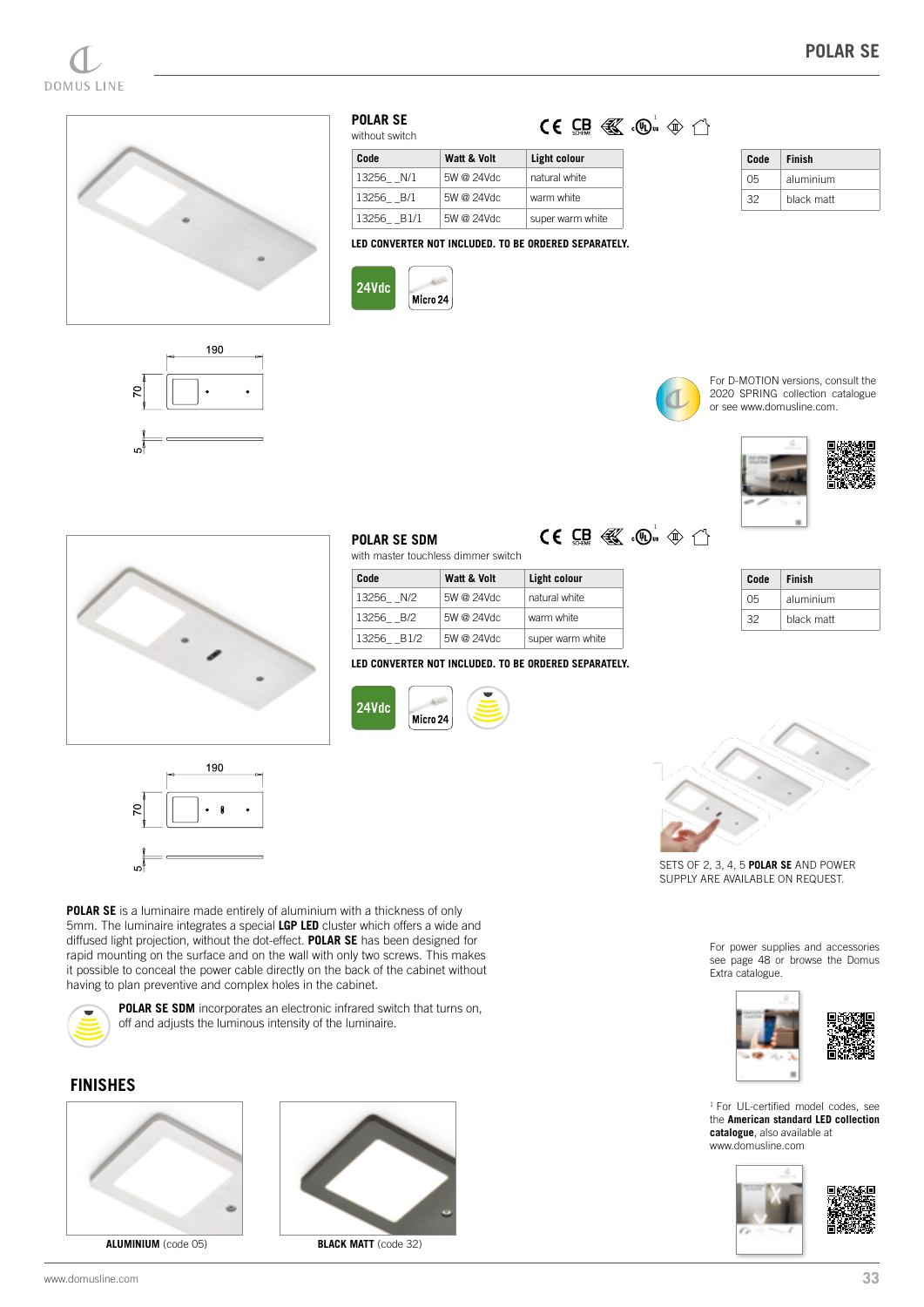## POLAR SE

without switch

| Code | Watt & Volt | Light colour |
| --- | --- | --- |
| 13256_ _N/1 | 5W @ 24Vdc | natural white |
| 13256_ _B/1 | 5W @ 24Vdc | warm white |
| 13256_ _B1/1 | 5W @ 24Vdc | super warm white |

| Code | Finish |
| --- | --- |
| 05 | aluminium |
| 32 | black matt |

**LED CONVERTER NOT INCLUDED. TO BE ORDERED SEPARATELY.**

24Vdc

Micro 24

190

70

5

For D-MOTION versions, consult the 2020 SPRING collection catalogue or see www.domusline.com.

## POLAR SE SDM

with master touchless dimmer switch

| Code | Watt & Volt | Light colour |
| --- | --- | --- |
| 13256_ _N/2 | 5W @ 24Vdc | natural white |
| 13256_ _B/2 | 5W @ 24Vdc | warm white |
| 13256_ _B1/2 | 5W @ 24Vdc | super warm white |

| Code | Finish |
| --- | --- |
| 05 | aluminium |
| 32 | black matt |

**LED CONVERTER NOT INCLUDED. TO BE ORDERED SEPARATELY.**

24Vdc

Micro 24

190

70

5

SETS OF 2, 3, 4, 5 **POLAR SE** AND POWER SUPPLY ARE AVAILABLE ON REQUEST.

**POLAR SE** is a luminaire made entirely of aluminium with a thickness of only 5mm. The luminaire integrates a special **LGP LED** cluster which offers a wide and diffused light projection, without the dot-effect. **POLAR SE** has been designed for rapid mounting on the surface and on the wall with only two screws. This makes it possible to conceal the power cable directly on the back of the cabinet without having to plan preventive and complex holes in the cabinet.

**POLAR SE SDM** incorporates an electronic infrared switch that turns on, off and adjusts the luminous intensity of the luminaire.

For power supplies and accessories see page 48 or browse the Domus Extra catalogue.

## FINISHES

**ALUMINIUM** (code 05)

**BLACK MATT** (code 32)

[1] For UL-certified model codes, see the **American standard LED collection catalogue**, also available at www.domusline.com